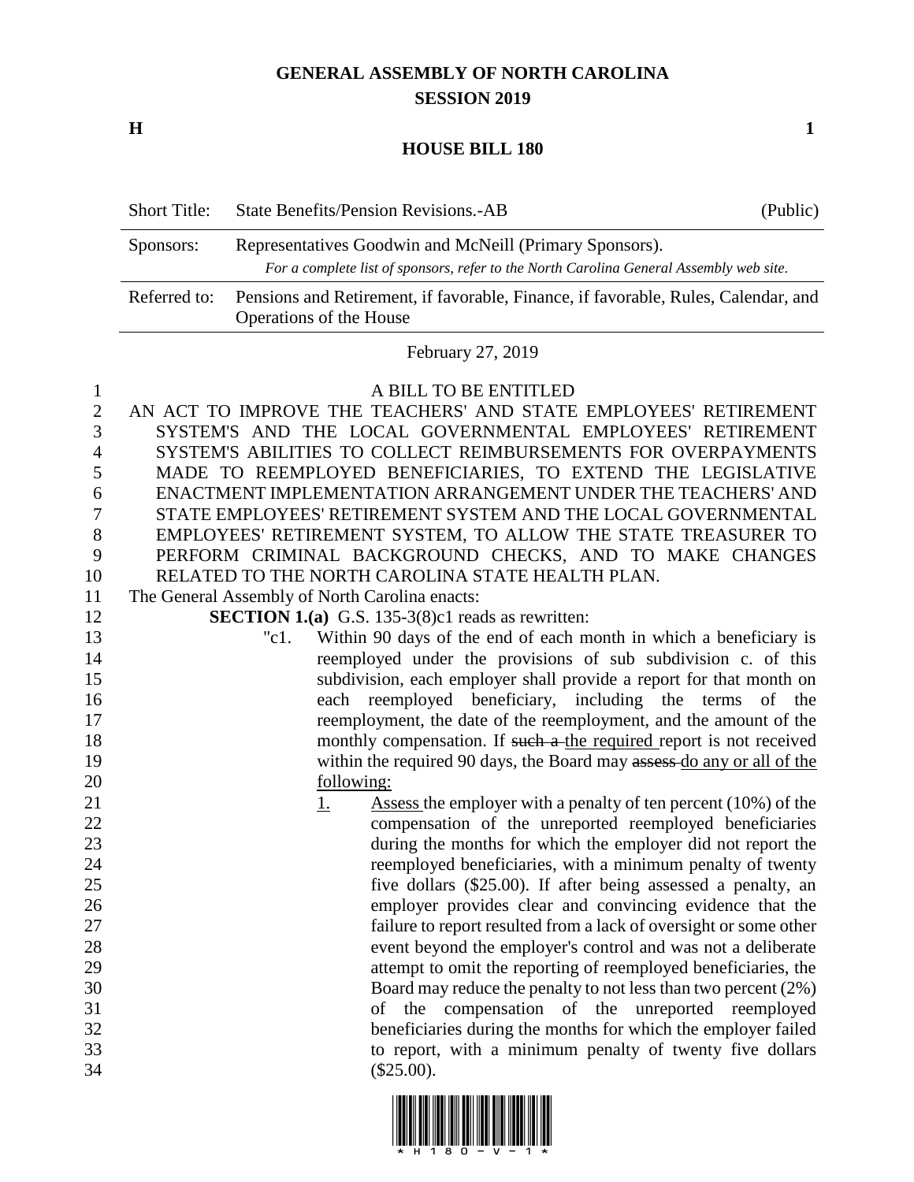# GENERAL ASSEMBLY OF NORTH CAROLINA
## SESSION 2019

**H** **1**

## HOUSE BILL 180

| Short Title: | State Benefits/Pension Revisions.-AB | (Public) |
|---|---|---|
| Sponsors: | Representatives Goodwin and McNeill (Primary Sponsors). *For a complete list of sponsors, refer to the North Carolina General Assembly web site.* | |
| Referred to: | Pensions and Retirement, if favorable, Finance, if favorable, Rules, Calendar, and Operations of the House | |

February 27, 2019

A BILL TO BE ENTITLED

AN ACT TO IMPROVE THE TEACHERS' AND STATE EMPLOYEES' RETIREMENT SYSTEM'S AND THE LOCAL GOVERNMENTAL EMPLOYEES' RETIREMENT SYSTEM'S ABILITIES TO COLLECT REIMBURSEMENTS FOR OVERPAYMENTS MADE TO REEMPLOYED BENEFICIARIES, TO EXTEND THE LEGISLATIVE ENACTMENT IMPLEMENTATION ARRANGEMENT UNDER THE TEACHERS' AND STATE EMPLOYEES' RETIREMENT SYSTEM AND THE LOCAL GOVERNMENTAL EMPLOYEES' RETIREMENT SYSTEM, TO ALLOW THE STATE TREASURER TO PERFORM CRIMINAL BACKGROUND CHECKS, AND TO MAKE CHANGES RELATED TO THE NORTH CAROLINA STATE HEALTH PLAN.

The General Assembly of North Carolina enacts:

**SECTION 1.(a)** G.S. 135-3(8)c1 reads as rewritten:

"c1. Within 90 days of the end of each month in which a beneficiary is reemployed under the provisions of sub subdivision c. of this subdivision, each employer shall provide a report for that month on each reemployed beneficiary, including the terms of the reemployment, the date of the reemployment, and the amount of the monthly compensation. If ~~such a~~ <u>the required</u> report is not received within the required 90 days, the Board may ~~assess~~ <u>do any or all of the following:</u>

<u>1.</u> <u>Assess</u> the employer with a penalty of ten percent (10%) of the compensation of the unreported reemployed beneficiaries during the months for which the employer did not report the reemployed beneficiaries, with a minimum penalty of twenty five dollars ($25.00). If after being assessed a penalty, an employer provides clear and convincing evidence that the failure to report resulted from a lack of oversight or some other event beyond the employer's control and was not a deliberate attempt to omit the reporting of reemployed beneficiaries, the Board may reduce the penalty to not less than two percent (2%) of the compensation of the unreported reemployed beneficiaries during the months for which the employer failed to report, with a minimum penalty of twenty five dollars ($25.00).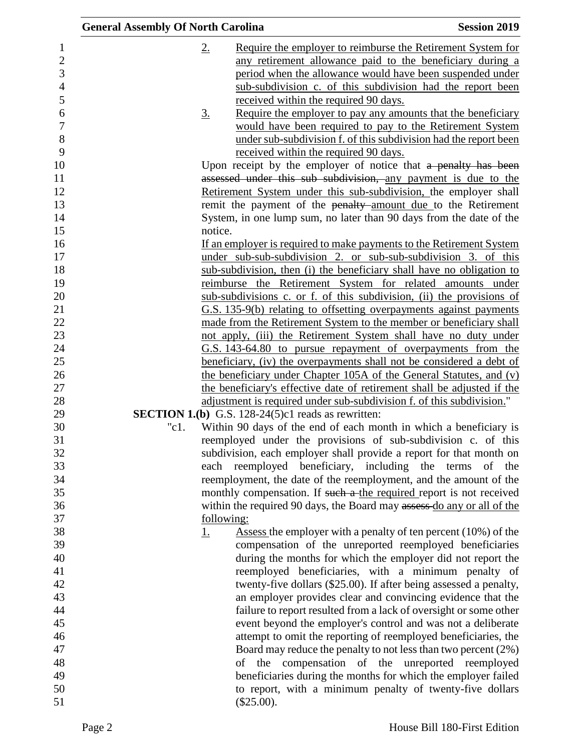2. Require the employer to reimburse the Retirement System for any retirement allowance paid to the beneficiary during a period when the allowance would have been suspended under sub-subdivision c. of this subdivision had the report been received within the required 90 days.

3. Require the employer to pay any amounts that the beneficiary would have been required to pay to the Retirement System under sub-subdivision f. of this subdivision had the report been received within the required 90 days.

Upon receipt by the employer of notice that ~~a penalty has been assessed under this sub-subdivision,~~ any payment is due to the Retirement System under this sub-subdivision, the employer shall remit the payment of the ~~penalty~~ amount due to the Retirement System, in one lump sum, no later than 90 days from the date of the notice.

If an employer is required to make payments to the Retirement System under sub-sub-subdivision 2. or sub-sub-subdivision 3. of this sub-subdivision, then (i) the beneficiary shall have no obligation to reimburse the Retirement System for related amounts under sub-subdivisions c. or f. of this subdivision, (ii) the provisions of G.S. 135-9(b) relating to offsetting overpayments against payments made from the Retirement System to the member or beneficiary shall not apply, (iii) the Retirement System shall have no duty under G.S. 143-64.80 to pursue repayment of overpayments from the beneficiary, (iv) the overpayments shall not be considered a debt of the beneficiary under Chapter 105A of the General Statutes, and (v) the beneficiary's effective date of retirement shall be adjusted if the adjustment is required under sub-subdivision f. of this subdivision."

**SECTION 1.(b)** G.S. 128-24(5)c1 reads as rewritten:

"c1. Within 90 days of the end of each month in which a beneficiary is reemployed under the provisions of sub-subdivision c. of this subdivision, each employer shall provide a report for that month on each reemployed beneficiary, including the terms of the reemployment, the date of the reemployment, and the amount of the monthly compensation. If ~~such a~~ the required report is not received within the required 90 days, the Board may ~~assess~~ do any or all of the following:

1. Assess the employer with a penalty of ten percent (10%) of the compensation of the unreported reemployed beneficiaries during the months for which the employer did not report the reemployed beneficiaries, with a minimum penalty of twenty-five dollars ($25.00). If after being assessed a penalty, an employer provides clear and convincing evidence that the failure to report resulted from a lack of oversight or some other event beyond the employer's control and was not a deliberate attempt to omit the reporting of reemployed beneficiaries, the Board may reduce the penalty to not less than two percent (2%) of the compensation of the unreported reemployed beneficiaries during the months for which the employer failed to report, with a minimum penalty of twenty-five dollars ($25.00).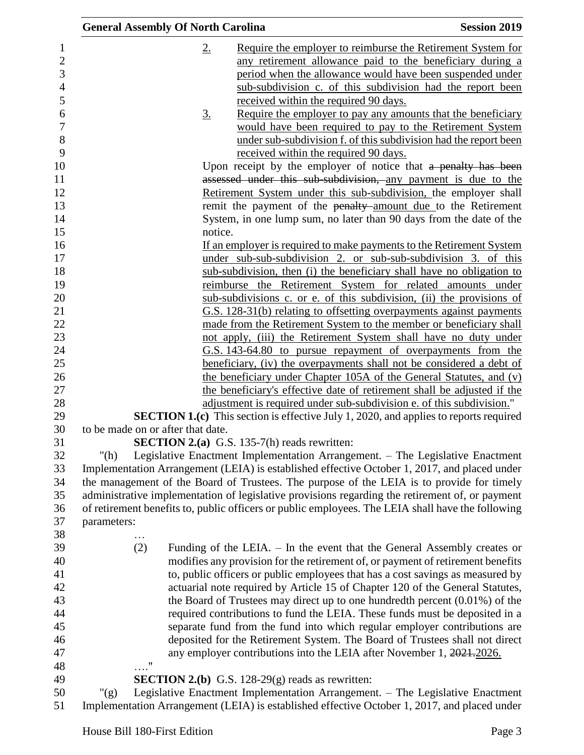2. Require the employer to reimburse the Retirement System for any retirement allowance paid to the beneficiary during a period when the allowance would have been suspended under sub-subdivision c. of this subdivision had the report been received within the required 90 days.

3. Require the employer to pay any amounts that the beneficiary would have been required to pay to the Retirement System under sub-subdivision f. of this subdivision had the report been received within the required 90 days.

Upon receipt by the employer of notice that ~~a penalty has been assessed under this sub-subdivision,~~ any payment is due to the Retirement System under this sub-subdivision, the employer shall remit the payment of the ~~penalty~~ amount due to the Retirement System, in one lump sum, no later than 90 days from the date of the notice.

If an employer is required to make payments to the Retirement System under sub-sub-subdivision 2. or sub-sub-subdivision 3. of this sub-subdivision, then (i) the beneficiary shall have no obligation to reimburse the Retirement System for related amounts under sub-subdivisions c. or e. of this subdivision, (ii) the provisions of G.S. 128-31(b) relating to offsetting overpayments against payments made from the Retirement System to the member or beneficiary shall not apply, (iii) the Retirement System shall have no duty under G.S. 143-64.80 to pursue repayment of overpayments from the beneficiary, (iv) the overpayments shall not be considered a debt of the beneficiary under Chapter 105A of the General Statutes, and (v) the beneficiary's effective date of retirement shall be adjusted if the adjustment is required under sub-subdivision e. of this subdivision."

**SECTION 1.(c)** This section is effective July 1, 2020, and applies to reports required to be made on or after that date.

**SECTION 2.(a)** G.S. 135-7(h) reads rewritten:

"(h) Legislative Enactment Implementation Arrangement. – The Legislative Enactment Implementation Arrangement (LEIA) is established effective October 1, 2017, and placed under the management of the Board of Trustees. The purpose of the LEIA is to provide for timely administrative implementation of legislative provisions regarding the retirement of, or payment of retirement benefits to, public officers or public employees. The LEIA shall have the following parameters:

…

(2) Funding of the LEIA. – In the event that the General Assembly creates or modifies any provision for the retirement of, or payment of retirement benefits to, public officers or public employees that has a cost savings as measured by actuarial note required by Article 15 of Chapter 120 of the General Statutes, the Board of Trustees may direct up to one hundredth percent (0.01%) of the required contributions to fund the LEIA. These funds must be deposited in a separate fund from the fund into which regular employer contributions are deposited for the Retirement System. The Board of Trustees shall not direct any employer contributions into the LEIA after November 1, ~~2021.~~2026.

…."

**SECTION 2.(b)** G.S. 128-29(g) reads as rewritten:

"(g) Legislative Enactment Implementation Arrangement. – The Legislative Enactment Implementation Arrangement (LEIA) is established effective October 1, 2017, and placed under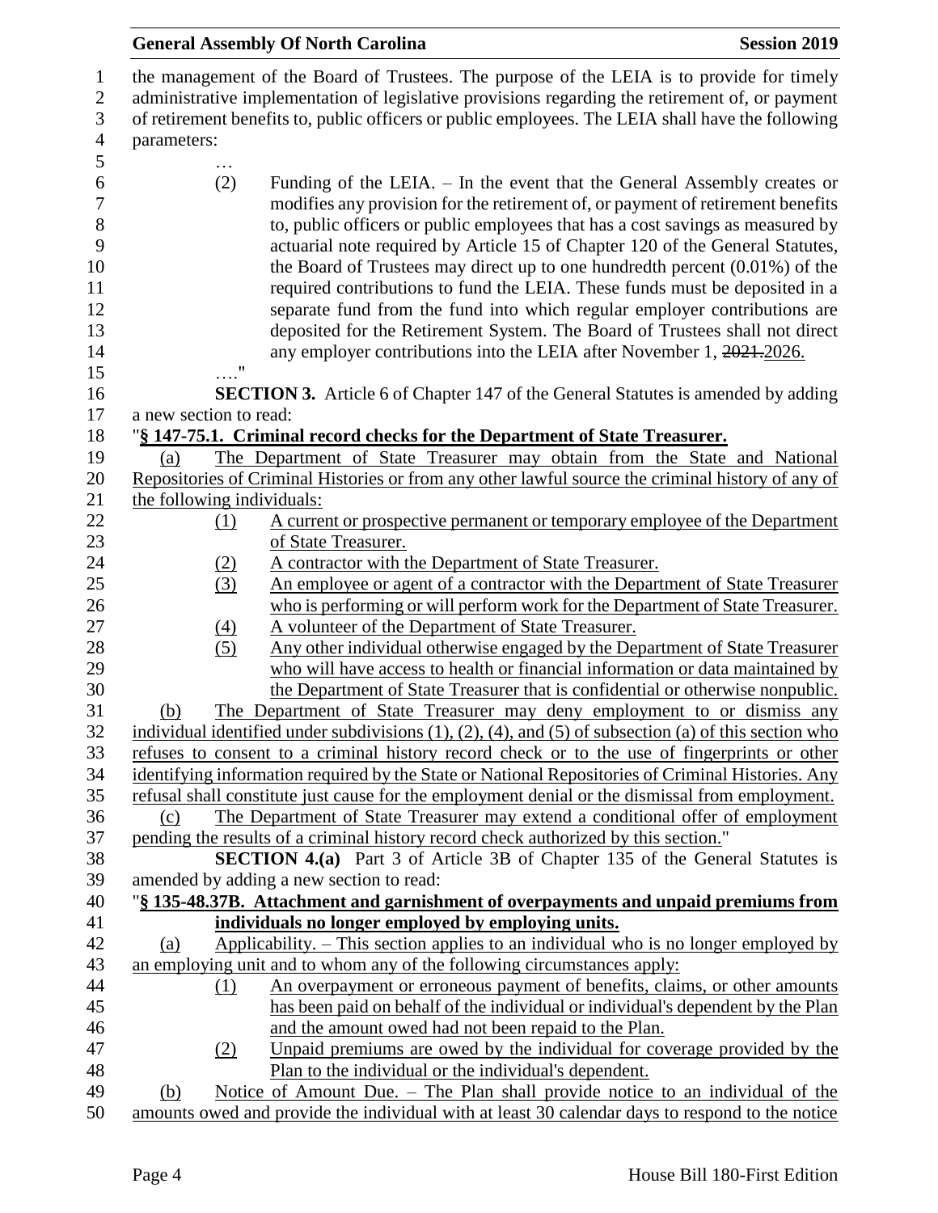the management of the Board of Trustees. The purpose of the LEIA is to provide for timely administrative implementation of legislative provisions regarding the retirement of, or payment of retirement benefits to, public officers or public employees. The LEIA shall have the following parameters:

…

(2) Funding of the LEIA. – In the event that the General Assembly creates or modifies any provision for the retirement of, or payment of retirement benefits to, public officers or public employees that has a cost savings as measured by actuarial note required by Article 15 of Chapter 120 of the General Statutes, the Board of Trustees may direct up to one hundredth percent (0.01%) of the required contributions to fund the LEIA. These funds must be deposited in a separate fund from the fund into which regular employer contributions are deposited for the Retirement System. The Board of Trustees shall not direct any employer contributions into the LEIA after November 1, ~~2021.~~2026.

…."

**SECTION 3.** Article 6 of Chapter 147 of the General Statutes is amended by adding a new section to read:

"**§ 147-75.1. Criminal record checks for the Department of State Treasurer.**

(a) The Department of State Treasurer may obtain from the State and National Repositories of Criminal Histories or from any other lawful source the criminal history of any of the following individuals:

(1) A current or prospective permanent or temporary employee of the Department of State Treasurer.

(2) A contractor with the Department of State Treasurer.

(3) An employee or agent of a contractor with the Department of State Treasurer who is performing or will perform work for the Department of State Treasurer.

(4) A volunteer of the Department of State Treasurer.

(5) Any other individual otherwise engaged by the Department of State Treasurer who will have access to health or financial information or data maintained by the Department of State Treasurer that is confidential or otherwise nonpublic.

(b) The Department of State Treasurer may deny employment to or dismiss any individual identified under subdivisions (1), (2), (4), and (5) of subsection (a) of this section who refuses to consent to a criminal history record check or to the use of fingerprints or other identifying information required by the State or National Repositories of Criminal Histories. Any refusal shall constitute just cause for the employment denial or the dismissal from employment.

(c) The Department of State Treasurer may extend a conditional offer of employment pending the results of a criminal history record check authorized by this section."

**SECTION 4.(a)** Part 3 of Article 3B of Chapter 135 of the General Statutes is amended by adding a new section to read:

"**§ 135-48.37B. Attachment and garnishment of overpayments and unpaid premiums from individuals no longer employed by employing units.**

(a) Applicability. – This section applies to an individual who is no longer employed by an employing unit and to whom any of the following circumstances apply:

(1) An overpayment or erroneous payment of benefits, claims, or other amounts has been paid on behalf of the individual or individual's dependent by the Plan and the amount owed had not been repaid to the Plan.

(2) Unpaid premiums are owed by the individual for coverage provided by the Plan to the individual or the individual's dependent.

(b) Notice of Amount Due. – The Plan shall provide notice to an individual of the amounts owed and provide the individual with at least 30 calendar days to respond to the notice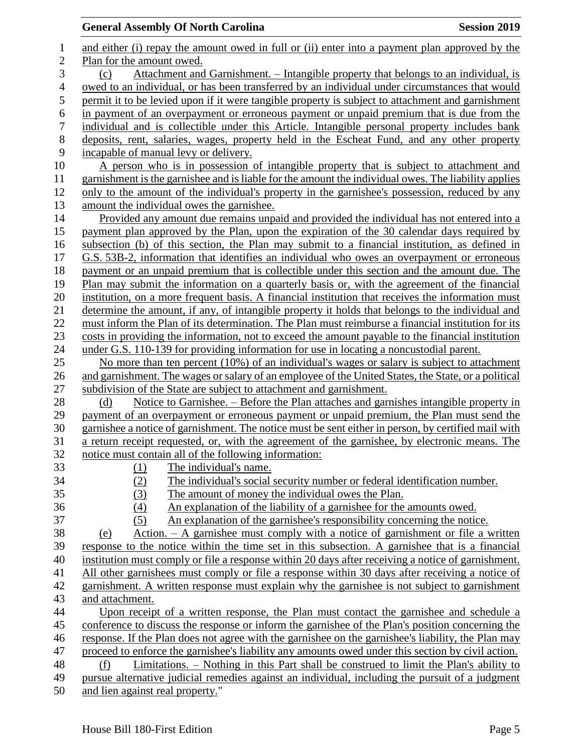and either (i) repay the amount owed in full or (ii) enter into a payment plan approved by the Plan for the amount owed.

(c) Attachment and Garnishment. – Intangible property that belongs to an individual, is owed to an individual, or has been transferred by an individual under circumstances that would permit it to be levied upon if it were tangible property is subject to attachment and garnishment in payment of an overpayment or erroneous payment or unpaid premium that is due from the individual and is collectible under this Article. Intangible personal property includes bank deposits, rent, salaries, wages, property held in the Escheat Fund, and any other property incapable of manual levy or delivery.

A person who is in possession of intangible property that is subject to attachment and garnishment is the garnishee and is liable for the amount the individual owes. The liability applies only to the amount of the individual's property in the garnishee's possession, reduced by any amount the individual owes the garnishee.

Provided any amount due remains unpaid and provided the individual has not entered into a payment plan approved by the Plan, upon the expiration of the 30 calendar days required by subsection (b) of this section, the Plan may submit to a financial institution, as defined in G.S. 53B-2, information that identifies an individual who owes an overpayment or erroneous payment or an unpaid premium that is collectible under this section and the amount due. The Plan may submit the information on a quarterly basis or, with the agreement of the financial institution, on a more frequent basis. A financial institution that receives the information must determine the amount, if any, of intangible property it holds that belongs to the individual and must inform the Plan of its determination. The Plan must reimburse a financial institution for its costs in providing the information, not to exceed the amount payable to the financial institution under G.S. 110-139 for providing information for use in locating a noncustodial parent.

No more than ten percent (10%) of an individual's wages or salary is subject to attachment and garnishment. The wages or salary of an employee of the United States, the State, or a political subdivision of the State are subject to attachment and garnishment.

(d) Notice to Garnishee. – Before the Plan attaches and garnishes intangible property in payment of an overpayment or erroneous payment or unpaid premium, the Plan must send the garnishee a notice of garnishment. The notice must be sent either in person, by certified mail with a return receipt requested, or, with the agreement of the garnishee, by electronic means. The notice must contain all of the following information:

(1) The individual's name.
(2) The individual's social security number or federal identification number.
(3) The amount of money the individual owes the Plan.
(4) An explanation of the liability of a garnishee for the amounts owed.
(5) An explanation of the garnishee's responsibility concerning the notice.

(e) Action. – A garnishee must comply with a notice of garnishment or file a written response to the notice within the time set in this subsection. A garnishee that is a financial institution must comply or file a response within 20 days after receiving a notice of garnishment. All other garnishees must comply or file a response within 30 days after receiving a notice of garnishment. A written response must explain why the garnishee is not subject to garnishment and attachment.

Upon receipt of a written response, the Plan must contact the garnishee and schedule a conference to discuss the response or inform the garnishee of the Plan's position concerning the response. If the Plan does not agree with the garnishee on the garnishee's liability, the Plan may proceed to enforce the garnishee's liability any amounts owed under this section by civil action.

(f) Limitations. – Nothing in this Part shall be construed to limit the Plan's ability to pursue alternative judicial remedies against an individual, including the pursuit of a judgment and lien against real property."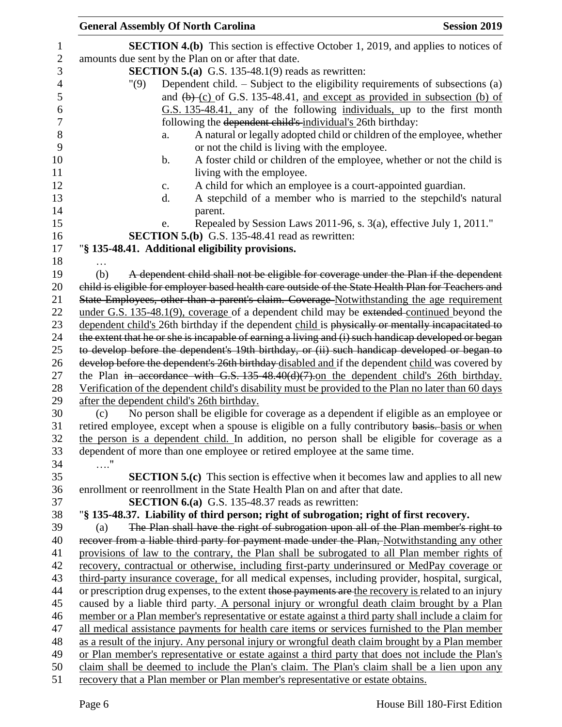**SECTION 4.(b)** This section is effective October 1, 2019, and applies to notices of amounts due sent by the Plan on or after that date.

**SECTION 5.(a)** G.S. 135-48.1(9) reads as rewritten:

"(9) Dependent child. – Subject to the eligibility requirements of subsections (a) and ~~(b)~~ (c) of G.S. 135-48.41, and except as provided in subsection (b) of G.S. 135-48.41, any of the following individuals, up to the first month following the ~~dependent child's~~ individual's 26th birthday:

a. A natural or legally adopted child or children of the employee, whether or not the child is living with the employee.

b. A foster child or children of the employee, whether or not the child is living with the employee.

c. A child for which an employee is a court-appointed guardian.

d. A stepchild of a member who is married to the stepchild's natural parent.

e. Repealed by Session Laws 2011-96, s. 3(a), effective July 1, 2011."

**SECTION 5.(b)** G.S. 135-48.41 read as rewritten:

"**§ 135-48.41. Additional eligibility provisions.**

…

(b) ~~A dependent child shall not be eligible for coverage under the Plan if the dependent child is eligible for employer based health care outside of the State Health Plan for Teachers and State Employees, other than a parent's claim. Coverage~~ Notwithstanding the age requirement under G.S. 135-48.1(9), coverage of a dependent child may be ~~extended~~ continued beyond the dependent child's 26th birthday if the dependent child is ~~physically or mentally incapacitated to the extent that he or she is incapable of earning a living and (i) such handicap developed or began to develop before the dependent's 19th birthday, or (ii) such handicap developed or began to develop before the dependent's 26th birthday~~ disabled and if the dependent child was covered by the Plan ~~in accordance with G.S. 135-48.40(d)(7).~~ on the dependent child's 26th birthday. Verification of the dependent child's disability must be provided to the Plan no later than 60 days after the dependent child's 26th birthday.

(c) No person shall be eligible for coverage as a dependent if eligible as an employee or retired employee, except when a spouse is eligible on a fully contributory ~~basis.~~ basis or when the person is a dependent child. In addition, no person shall be eligible for coverage as a dependent of more than one employee or retired employee at the same time.

…."

**SECTION 5.(c)** This section is effective when it becomes law and applies to all new enrollment or reenrollment in the State Health Plan on and after that date.

**SECTION 6.(a)** G.S. 135-48.37 reads as rewritten:

"**§ 135-48.37. Liability of third person; right of subrogation; right of first recovery.**

(a) ~~The Plan shall have the right of subrogation upon all of the Plan member's right to recover from a liable third party for payment made under the Plan,~~ Notwithstanding any other provisions of law to the contrary, the Plan shall be subrogated to all Plan member rights of recovery, contractual or otherwise, including first-party underinsured or MedPay coverage or third-party insurance coverage, for all medical expenses, including provider, hospital, surgical, or prescription drug expenses, to the extent ~~those payments are~~ the recovery is related to an injury caused by a liable third party. A personal injury or wrongful death claim brought by a Plan member or a Plan member's representative or estate against a third party shall include a claim for all medical assistance payments for health care items or services furnished to the Plan member as a result of the injury. Any personal injury or wrongful death claim brought by a Plan member or Plan member's representative or estate against a third party that does not include the Plan's claim shall be deemed to include the Plan's claim. The Plan's claim shall be a lien upon any recovery that a Plan member or Plan member's representative or estate obtains.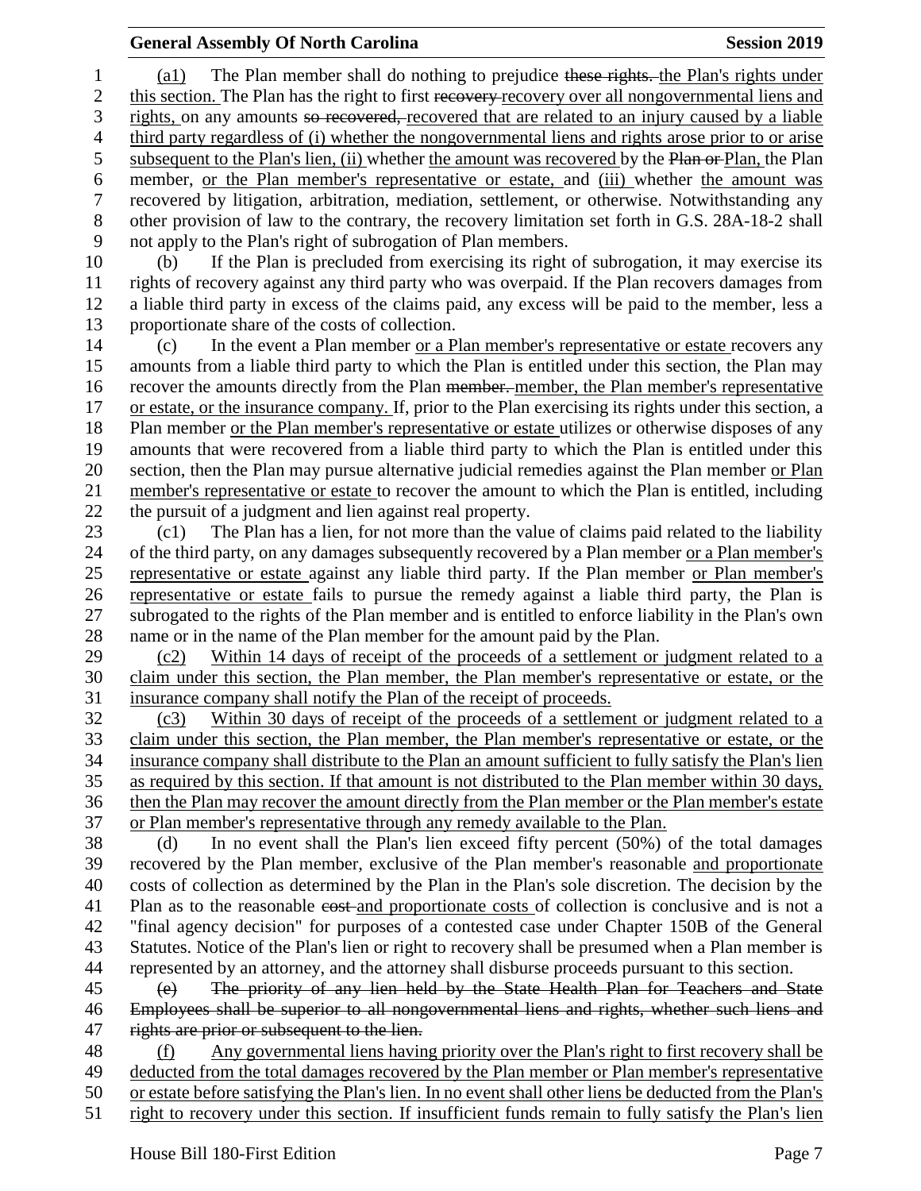(a1) The Plan member shall do nothing to prejudice ~~these rights.~~ the Plan's rights under this section. The Plan has the right to first ~~recovery~~ recovery over all nongovernmental liens and rights, on any amounts ~~so recovered,~~ recovered that are related to an injury caused by a liable third party regardless of (i) whether the nongovernmental liens and rights arose prior to or arise subsequent to the Plan's lien, (ii) whether the amount was recovered by the ~~Plan or~~ Plan, the Plan member, or the Plan member's representative or estate, and (iii) whether the amount was recovered by litigation, arbitration, mediation, settlement, or otherwise. Notwithstanding any other provision of law to the contrary, the recovery limitation set forth in G.S. 28A-18-2 shall not apply to the Plan's right of subrogation of Plan members.

(b) If the Plan is precluded from exercising its right of subrogation, it may exercise its rights of recovery against any third party who was overpaid. If the Plan recovers damages from a liable third party in excess of the claims paid, any excess will be paid to the member, less a proportionate share of the costs of collection.

(c) In the event a Plan member or a Plan member's representative or estate recovers any amounts from a liable third party to which the Plan is entitled under this section, the Plan may recover the amounts directly from the Plan ~~member.~~ member, the Plan member's representative or estate, or the insurance company. If, prior to the Plan exercising its rights under this section, a Plan member or the Plan member's representative or estate utilizes or otherwise disposes of any amounts that were recovered from a liable third party to which the Plan is entitled under this section, then the Plan may pursue alternative judicial remedies against the Plan member or Plan member's representative or estate to recover the amount to which the Plan is entitled, including the pursuit of a judgment and lien against real property.

(c1) The Plan has a lien, for not more than the value of claims paid related to the liability of the third party, on any damages subsequently recovered by a Plan member or a Plan member's representative or estate against any liable third party. If the Plan member or Plan member's representative or estate fails to pursue the remedy against a liable third party, the Plan is subrogated to the rights of the Plan member and is entitled to enforce liability in the Plan's own name or in the name of the Plan member for the amount paid by the Plan.

(c2) Within 14 days of receipt of the proceeds of a settlement or judgment related to a claim under this section, the Plan member, the Plan member's representative or estate, or the insurance company shall notify the Plan of the receipt of proceeds.

(c3) Within 30 days of receipt of the proceeds of a settlement or judgment related to a claim under this section, the Plan member, the Plan member's representative or estate, or the insurance company shall distribute to the Plan an amount sufficient to fully satisfy the Plan's lien as required by this section. If that amount is not distributed to the Plan member within 30 days, then the Plan may recover the amount directly from the Plan member or the Plan member's estate or Plan member's representative through any remedy available to the Plan.

(d) In no event shall the Plan's lien exceed fifty percent (50%) of the total damages recovered by the Plan member, exclusive of the Plan member's reasonable and proportionate costs of collection as determined by the Plan in the Plan's sole discretion. The decision by the Plan as to the reasonable ~~cost~~ and proportionate costs of collection is conclusive and is not a "final agency decision" for purposes of a contested case under Chapter 150B of the General Statutes. Notice of the Plan's lien or right to recovery shall be presumed when a Plan member is represented by an attorney, and the attorney shall disburse proceeds pursuant to this section.

~~(e) The priority of any lien held by the State Health Plan for Teachers and State Employees shall be superior to all nongovernmental liens and rights, whether such liens and rights are prior or subsequent to the lien.~~

(f) Any governmental liens having priority over the Plan's right to first recovery shall be deducted from the total damages recovered by the Plan member or Plan member's representative or estate before satisfying the Plan's lien. In no event shall other liens be deducted from the Plan's right to recovery under this section. If insufficient funds remain to fully satisfy the Plan's lien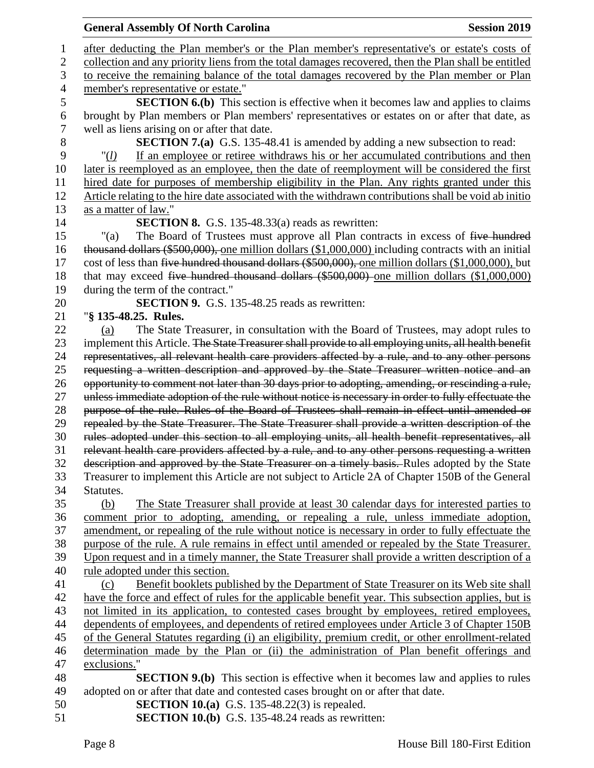after deducting the Plan member's or the Plan member's representative's or estate's costs of collection and any priority liens from the total damages recovered, then the Plan shall be entitled to receive the remaining balance of the total damages recovered by the Plan member or Plan member's representative or estate."

**SECTION 6.(b)** This section is effective when it becomes law and applies to claims brought by Plan members or Plan members' representatives or estates on or after that date, as well as liens arising on or after that date.

**SECTION 7.(a)** G.S. 135-48.41 is amended by adding a new subsection to read:

"*(l)* If an employee or retiree withdraws his or her accumulated contributions and then later is reemployed as an employee, then the date of reemployment will be considered the first hired date for purposes of membership eligibility in the Plan. Any rights granted under this Article relating to the hire date associated with the withdrawn contributions shall be void ab initio as a matter of law."

**SECTION 8.** G.S. 135-48.33(a) reads as rewritten:

"(a) The Board of Trustees must approve all Plan contracts in excess of ~~five hundred thousand dollars ($500,000),~~ one million dollars ($1,000,000) including contracts with an initial cost of less than ~~five hundred thousand dollars ($500,000),~~ one million dollars ($1,000,000), but that may exceed ~~five hundred thousand dollars ($500,000)~~ one million dollars ($1,000,000) during the term of the contract."

**SECTION 9.** G.S. 135-48.25 reads as rewritten:

"**§ 135-48.25. Rules.**

(a) The State Treasurer, in consultation with the Board of Trustees, may adopt rules to implement this Article. ~~The State Treasurer shall provide to all employing units, all health benefit representatives, all relevant health care providers affected by a rule, and to any other persons requesting a written description and approved by the State Treasurer written notice and an opportunity to comment not later than 30 days prior to adopting, amending, or rescinding a rule, unless immediate adoption of the rule without notice is necessary in order to fully effectuate the purpose of the rule. Rules of the Board of Trustees shall remain in effect until amended or repealed by the State Treasurer. The State Treasurer shall provide a written description of the rules adopted under this section to all employing units, all health benefit representatives, all relevant health care providers affected by a rule, and to any other persons requesting a written description and approved by the State Treasurer on a timely basis.~~ Rules adopted by the State Treasurer to implement this Article are not subject to Article 2A of Chapter 150B of the General Statutes.

(b) The State Treasurer shall provide at least 30 calendar days for interested parties to comment prior to adopting, amending, or repealing a rule, unless immediate adoption, amendment, or repealing of the rule without notice is necessary in order to fully effectuate the purpose of the rule. A rule remains in effect until amended or repealed by the State Treasurer. Upon request and in a timely manner, the State Treasurer shall provide a written description of a rule adopted under this section.

(c) Benefit booklets published by the Department of State Treasurer on its Web site shall have the force and effect of rules for the applicable benefit year. This subsection applies, but is not limited in its application, to contested cases brought by employees, retired employees, dependents of employees, and dependents of retired employees under Article 3 of Chapter 150B of the General Statutes regarding (i) an eligibility, premium credit, or other enrollment-related determination made by the Plan or (ii) the administration of Plan benefit offerings and exclusions."

**SECTION 9.(b)** This section is effective when it becomes law and applies to rules adopted on or after that date and contested cases brought on or after that date.

**SECTION 10.(a)** G.S. 135-48.22(3) is repealed.

**SECTION 10.(b)** G.S. 135-48.24 reads as rewritten: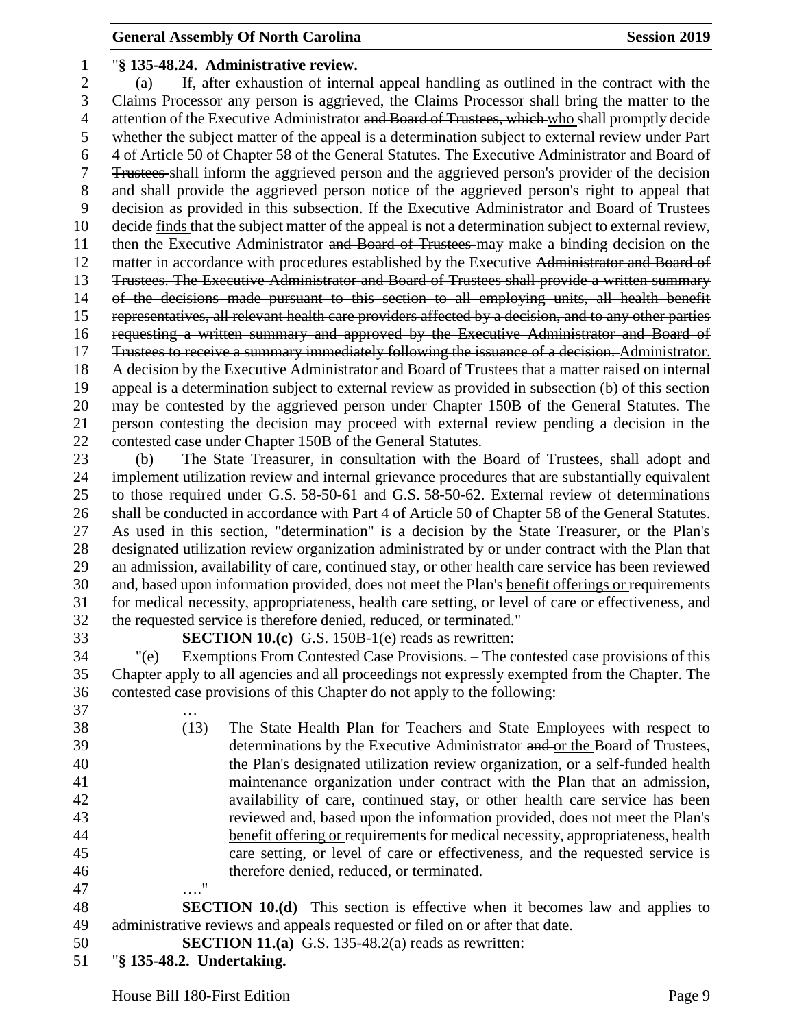"**§ 135-48.24. Administrative review.**

(a) If, after exhaustion of internal appeal handling as outlined in the contract with the Claims Processor any person is aggrieved, the Claims Processor shall bring the matter to the attention of the Executive Administrator ~~and Board of Trustees, which~~ who shall promptly decide whether the subject matter of the appeal is a determination subject to external review under Part 4 of Article 50 of Chapter 58 of the General Statutes. The Executive Administrator ~~and Board of Trustees~~ shall inform the aggrieved person and the aggrieved person's provider of the decision and shall provide the aggrieved person notice of the aggrieved person's right to appeal that decision as provided in this subsection. If the Executive Administrator ~~and Board of Trustees decide~~ finds that the subject matter of the appeal is not a determination subject to external review, then the Executive Administrator ~~and Board of Trustees~~ may make a binding decision on the matter in accordance with procedures established by the Executive ~~Administrator and Board of Trustees. The Executive Administrator and Board of Trustees shall provide a written summary of the decisions made pursuant to this section to all employing units, all health benefit representatives, all relevant health care providers affected by a decision, and to any other parties requesting a written summary and approved by the Executive Administrator and Board of Trustees to receive a summary immediately following the issuance of a decision.~~ Administrator. A decision by the Executive Administrator ~~and Board of Trustees~~ that a matter raised on internal appeal is a determination subject to external review as provided in subsection (b) of this section may be contested by the aggrieved person under Chapter 150B of the General Statutes. The person contesting the decision may proceed with external review pending a decision in the contested case under Chapter 150B of the General Statutes.

(b) The State Treasurer, in consultation with the Board of Trustees, shall adopt and implement utilization review and internal grievance procedures that are substantially equivalent to those required under G.S. 58-50-61 and G.S. 58-50-62. External review of determinations shall be conducted in accordance with Part 4 of Article 50 of Chapter 58 of the General Statutes. As used in this section, "determination" is a decision by the State Treasurer, or the Plan's designated utilization review organization administrated by or under contract with the Plan that an admission, availability of care, continued stay, or other health care service has been reviewed and, based upon information provided, does not meet the Plan's benefit offerings or requirements for medical necessity, appropriateness, health care setting, or level of care or effectiveness, and the requested service is therefore denied, reduced, or terminated."

**SECTION 10.(c)** G.S. 150B-1(e) reads as rewritten:

"(e) Exemptions From Contested Case Provisions. – The contested case provisions of this Chapter apply to all agencies and all proceedings not expressly exempted from the Chapter. The contested case provisions of this Chapter do not apply to the following:

…

(13) The State Health Plan for Teachers and State Employees with respect to determinations by the Executive Administrator ~~and~~ or the Board of Trustees, the Plan's designated utilization review organization, or a self-funded health maintenance organization under contract with the Plan that an admission, availability of care, continued stay, or other health care service has been reviewed and, based upon the information provided, does not meet the Plan's benefit offering or requirements for medical necessity, appropriateness, health care setting, or level of care or effectiveness, and the requested service is therefore denied, reduced, or terminated.

…."

**SECTION 10.(d)** This section is effective when it becomes law and applies to administrative reviews and appeals requested or filed on or after that date.

**SECTION 11.(a)** G.S. 135-48.2(a) reads as rewritten:

"**§ 135-48.2. Undertaking.**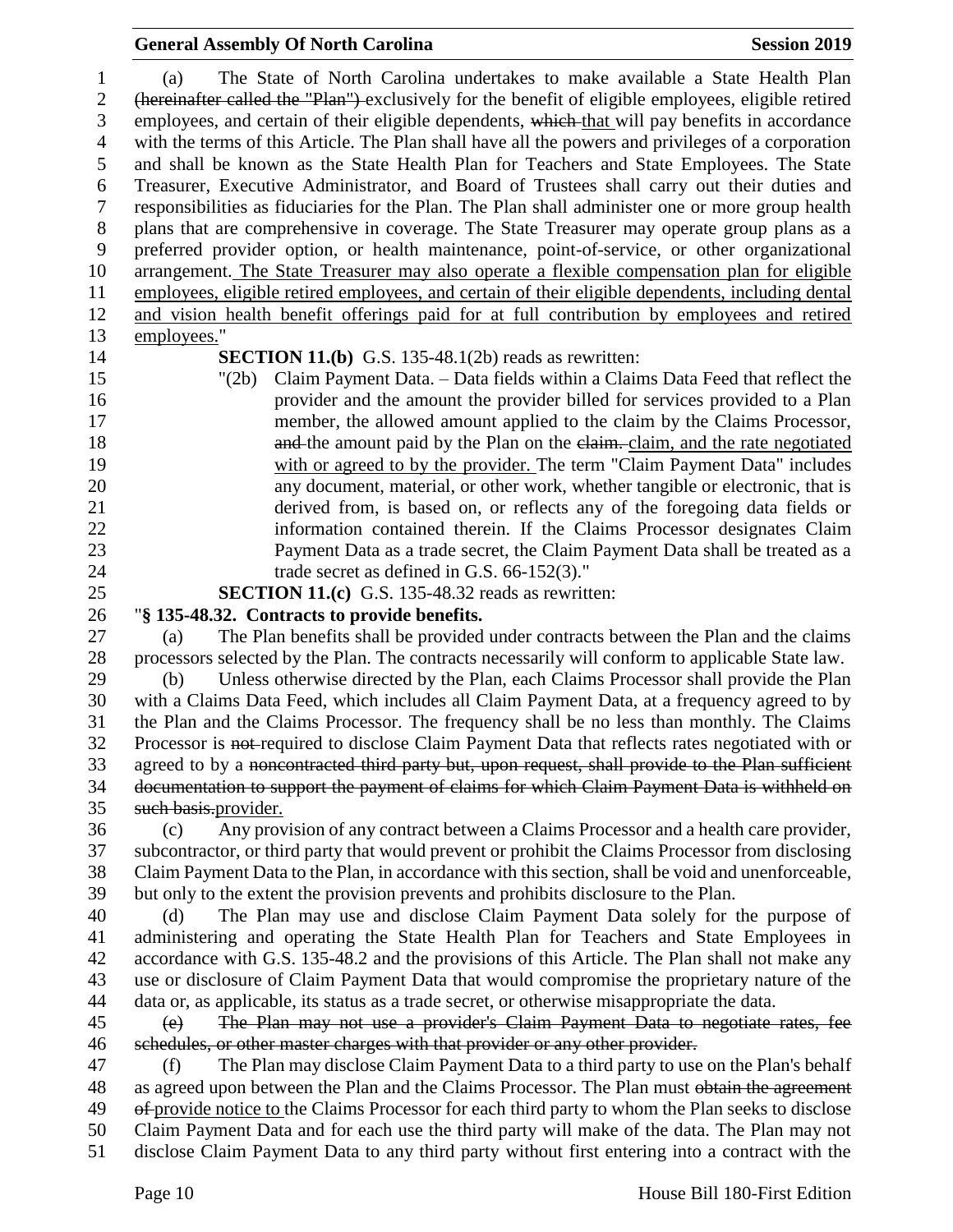(a) The State of North Carolina undertakes to make available a State Health Plan (hereinafter called the "Plan") exclusively for the benefit of eligible employees, eligible retired employees, and certain of their eligible dependents, which that will pay benefits in accordance with the terms of this Article. The Plan shall have all the powers and privileges of a corporation and shall be known as the State Health Plan for Teachers and State Employees. The State Treasurer, Executive Administrator, and Board of Trustees shall carry out their duties and responsibilities as fiduciaries for the Plan. The Plan shall administer one or more group health plans that are comprehensive in coverage. The State Treasurer may operate group plans as a preferred provider option, or health maintenance, point-of-service, or other organizational arrangement. The State Treasurer may also operate a flexible compensation plan for eligible employees, eligible retired employees, and certain of their eligible dependents, including dental and vision health benefit offerings paid for at full contribution by employees and retired employees."

**SECTION 11.(b)** G.S. 135-48.1(2b) reads as rewritten:

"(2b) Claim Payment Data. – Data fields within a Claims Data Feed that reflect the provider and the amount the provider billed for services provided to a Plan member, the allowed amount applied to the claim by the Claims Processor, and the amount paid by the Plan on the claim. claim, and the rate negotiated with or agreed to by the provider. The term "Claim Payment Data" includes any document, material, or other work, whether tangible or electronic, that is derived from, is based on, or reflects any of the foregoing data fields or information contained therein. If the Claims Processor designates Claim Payment Data as a trade secret, the Claim Payment Data shall be treated as a trade secret as defined in G.S. 66-152(3)."

**SECTION 11.(c)** G.S. 135-48.32 reads as rewritten:

"**§ 135-48.32. Contracts to provide benefits.**

(a) The Plan benefits shall be provided under contracts between the Plan and the claims processors selected by the Plan. The contracts necessarily will conform to applicable State law.

(b) Unless otherwise directed by the Plan, each Claims Processor shall provide the Plan with a Claims Data Feed, which includes all Claim Payment Data, at a frequency agreed to by the Plan and the Claims Processor. The frequency shall be no less than monthly. The Claims Processor is not required to disclose Claim Payment Data that reflects rates negotiated with or agreed to by a noncontracted third party but, upon request, shall provide to the Plan sufficient documentation to support the payment of claims for which Claim Payment Data is withheld on such basis.provider.

(c) Any provision of any contract between a Claims Processor and a health care provider, subcontractor, or third party that would prevent or prohibit the Claims Processor from disclosing Claim Payment Data to the Plan, in accordance with this section, shall be void and unenforceable, but only to the extent the provision prevents and prohibits disclosure to the Plan.

(d) The Plan may use and disclose Claim Payment Data solely for the purpose of administering and operating the State Health Plan for Teachers and State Employees in accordance with G.S. 135-48.2 and the provisions of this Article. The Plan shall not make any use or disclosure of Claim Payment Data that would compromise the proprietary nature of the data or, as applicable, its status as a trade secret, or otherwise misappropriate the data.

(e) The Plan may not use a provider's Claim Payment Data to negotiate rates, fee schedules, or other master charges with that provider or any other provider.

(f) The Plan may disclose Claim Payment Data to a third party to use on the Plan's behalf as agreed upon between the Plan and the Claims Processor. The Plan must obtain the agreement of provide notice to the Claims Processor for each third party to whom the Plan seeks to disclose Claim Payment Data and for each use the third party will make of the data. The Plan may not disclose Claim Payment Data to any third party without first entering into a contract with the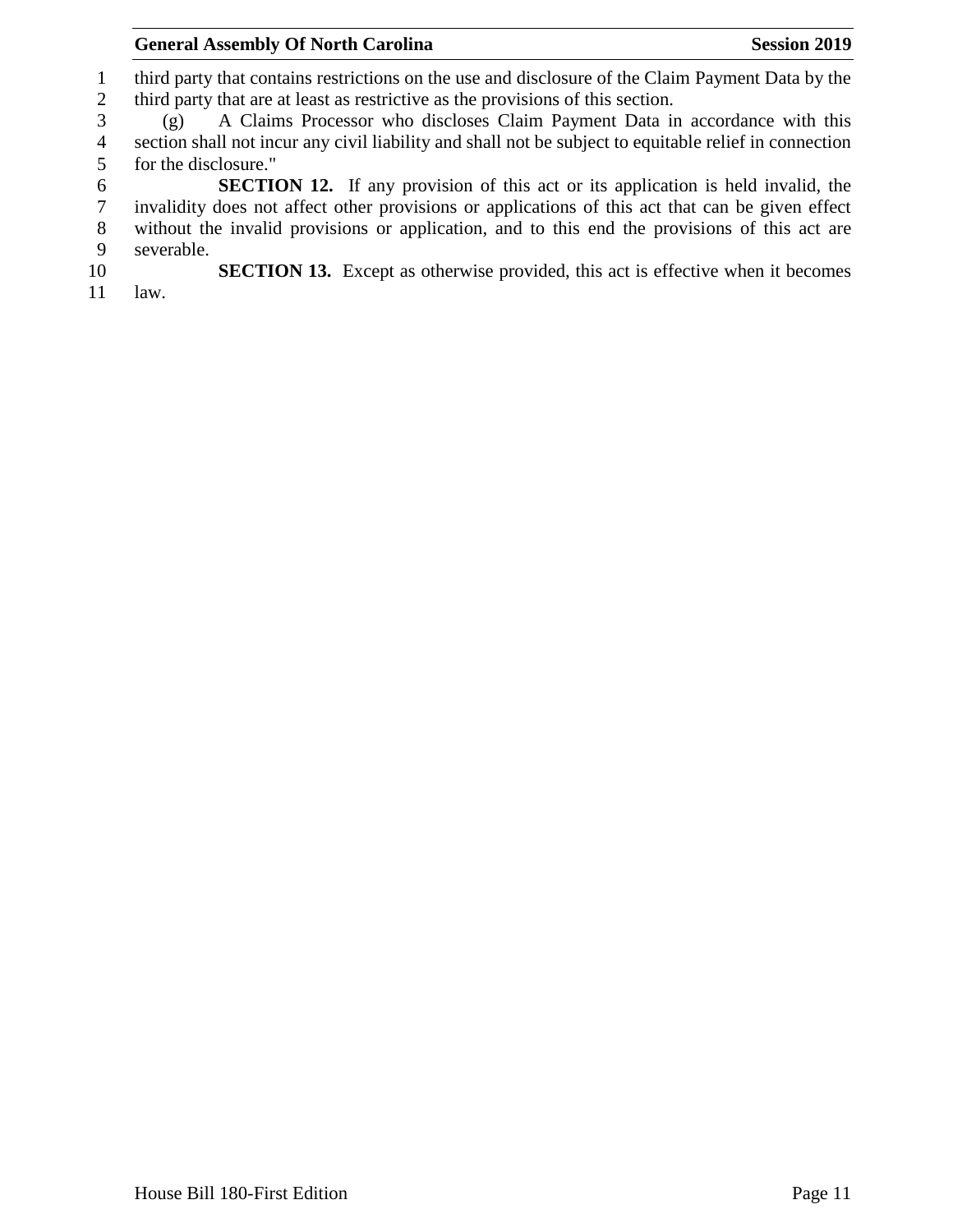third party that contains restrictions on the use and disclosure of the Claim Payment Data by the third party that are at least as restrictive as the provisions of this section.

(g) A Claims Processor who discloses Claim Payment Data in accordance with this section shall not incur any civil liability and shall not be subject to equitable relief in connection for the disclosure."

**SECTION 12.** If any provision of this act or its application is held invalid, the invalidity does not affect other provisions or applications of this act that can be given effect without the invalid provisions or application, and to this end the provisions of this act are severable.

**SECTION 13.** Except as otherwise provided, this act is effective when it becomes law.